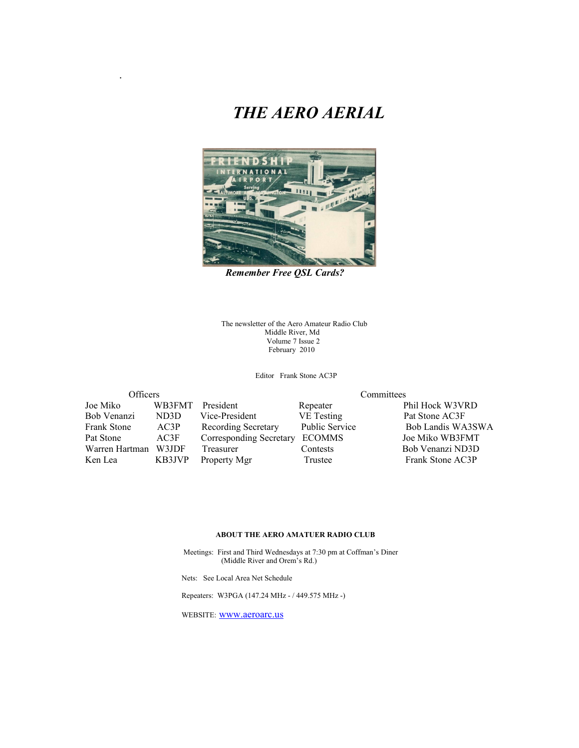.

# *THE AERO AERIAL*

***Remember Free QSL Cards?***

The newsletter of the Aero Amateur Radio Club
Middle River, Md
Volume 7 Issue 2
February 2010

Editor Frank Stone AC3P

| Officers | | | Committees | |
|---|---|---|---|---|
| Joe Miko | WB3FMT | President | Repeater | Phil Hock W3VRD |
| Bob Venanzi | ND3D | Vice-President | VE Testing | Pat Stone AC3F |
| Frank Stone | AC3P | Recording Secretary | Public Service | Bob Landis WA3SWA |
| Pat Stone | AC3F | Corresponding Secretary | ECOMMS | Joe Miko WB3FMT |
| Warren Hartman | W3JDF | Treasurer | Contests | Bob Venanzi ND3D |
| Ken Lea | KB3JVP | Property Mgr | Trustee | Frank Stone AC3P |

**ABOUT THE AERO AMATUER RADIO CLUB**

Meetings: First and Third Wednesdays at 7:30 pm at Coffman's Diner
(Middle River and Orem's Rd.)

Nets: See Local Area Net Schedule

Repeaters: W3PGA (147.24 MHz - / 449.575 MHz -)

WEBSITE: www.aeroarc.us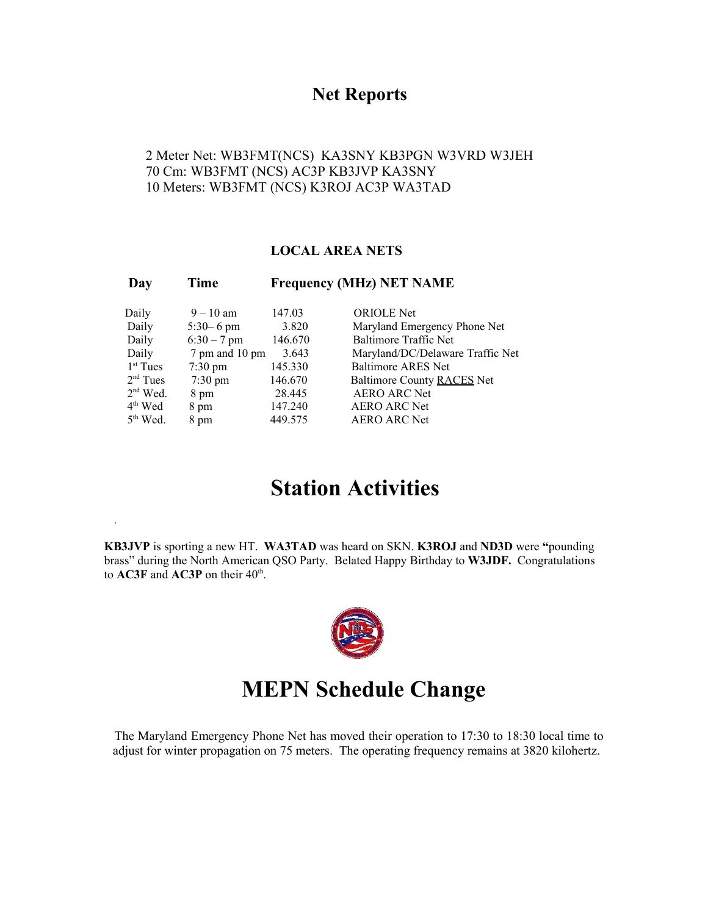## Net Reports

2 Meter Net: WB3FMT(NCS) KA3SNY KB3PGN W3VRD W3JEH
70 Cm: WB3FMT (NCS) AC3P KB3JVP KA3SNY
10 Meters: WB3FMT (NCS) K3ROJ AC3P WA3TAD

### LOCAL AREA NETS

| Day | Time | Frequency (MHz) | NET NAME |
|---|---|---|---|
| Daily | 9 – 10 am | 147.03 | ORIOLE Net |
| Daily | 5:30– 6 pm | 3.820 | Maryland Emergency Phone Net |
| Daily | 6:30 – 7 pm | 146.670 | Baltimore Traffic Net |
| Daily | 7 pm and 10 pm | 3.643 | Maryland/DC/Delaware Traffic Net |
| 1st Tues | 7:30 pm | 145.330 | Baltimore ARES Net |
| 2nd Tues | 7:30 pm | 146.670 | Baltimore County RACES Net |
| 2nd Wed. | 8 pm | 28.445 | AERO ARC Net |
| 4th Wed | 8 pm | 147.240 | AERO ARC Net |
| 5th Wed. | 8 pm | 449.575 | AERO ARC Net |

# Station Activities

**KB3JVP** is sporting a new HT. **WA3TAD** was heard on SKN. **K3ROJ** and **ND3D** were "pounding brass" during the North American QSO Party. Belated Happy Birthday to **W3JDF.** Congratulations to **AC3F** and **AC3P** on their 40th.

# MEPN Schedule Change

The Maryland Emergency Phone Net has moved their operation to 17:30 to 18:30 local time to adjust for winter propagation on 75 meters. The operating frequency remains at 3820 kilohertz.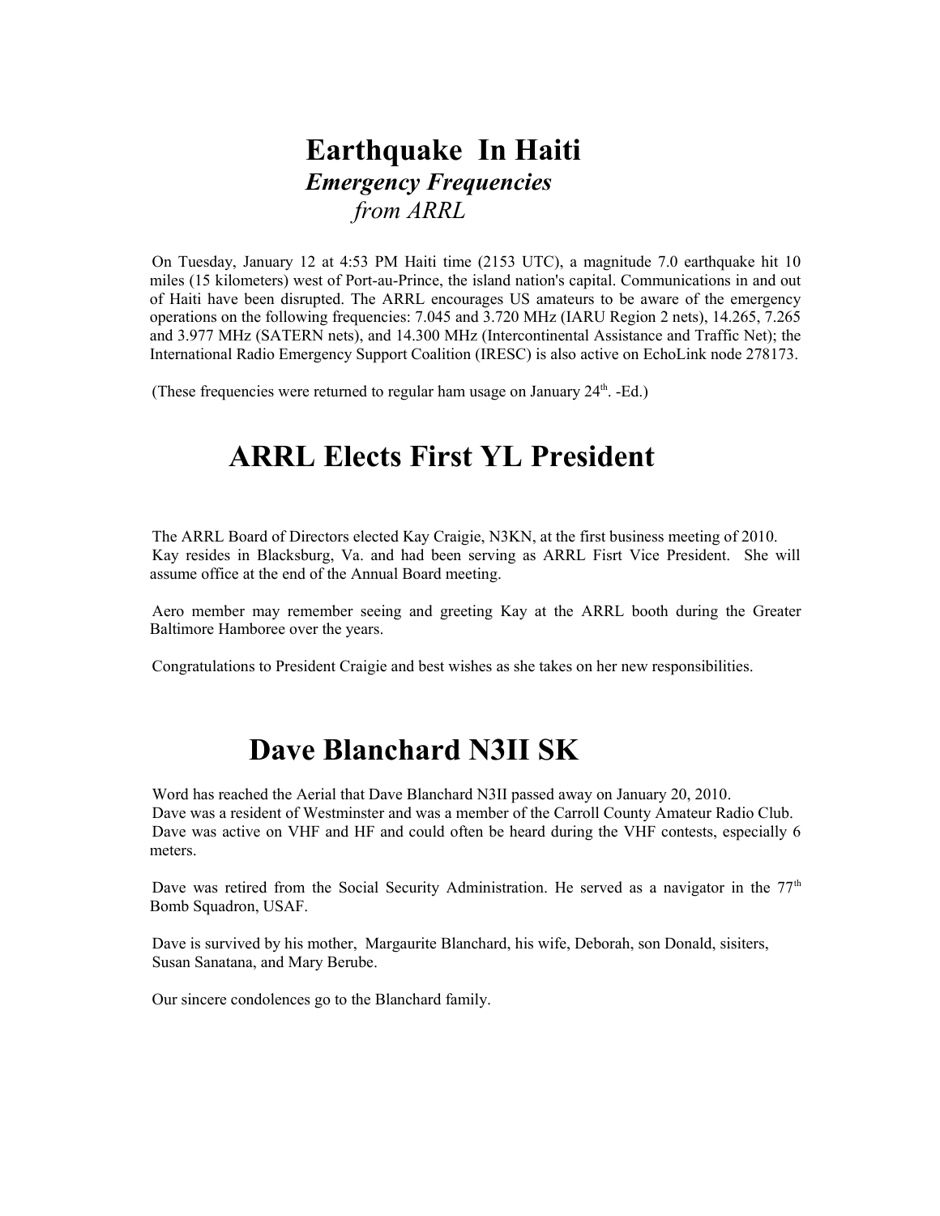# Earthquake In Haiti

### *Emergency Frequencies*

### *from ARRL*

On Tuesday, January 12 at 4:53 PM Haiti time (2153 UTC), a magnitude 7.0 earthquake hit 10 miles (15 kilometers) west of Port-au-Prince, the island nation's capital. Communications in and out of Haiti have been disrupted. The ARRL encourages US amateurs to be aware of the emergency operations on the following frequencies: 7.045 and 3.720 MHz (IARU Region 2 nets), 14.265, 7.265 and 3.977 MHz (SATERN nets), and 14.300 MHz (Intercontinental Assistance and Traffic Net); the International Radio Emergency Support Coalition (IRESC) is also active on EchoLink node 278173.

(These frequencies were returned to regular ham usage on January 24th. -Ed.)

# ARRL Elects First YL President

The ARRL Board of Directors elected Kay Craigie, N3KN, at the first business meeting of 2010. Kay resides in Blacksburg, Va. and had been serving as ARRL Fisrt Vice President. She will assume office at the end of the Annual Board meeting.

Aero member may remember seeing and greeting Kay at the ARRL booth during the Greater Baltimore Hamboree over the years.

Congratulations to President Craigie and best wishes as she takes on her new responsibilities.

# Dave Blanchard N3II SK

Word has reached the Aerial that Dave Blanchard N3II passed away on January 20, 2010. Dave was a resident of Westminster and was a member of the Carroll County Amateur Radio Club. Dave was active on VHF and HF and could often be heard during the VHF contests, especially 6 meters.

Dave was retired from the Social Security Administration. He served as a navigator in the 77th Bomb Squadron, USAF.

Dave is survived by his mother, Margaurite Blanchard, his wife, Deborah, son Donald, sisiters, Susan Sanatana, and Mary Berube.

Our sincere condolences go to the Blanchard family.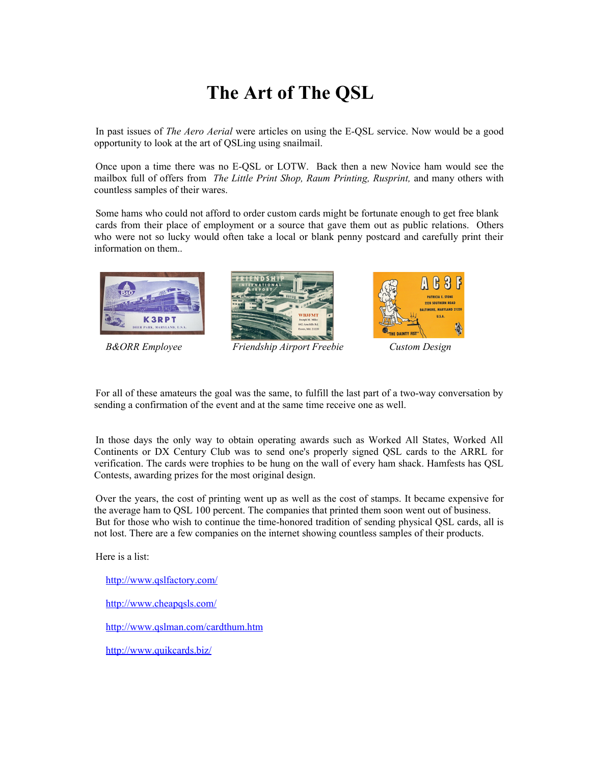# The Art of The QSL

In past issues of *The Aero Aerial* were articles on using the E-QSL service. Now would be a good opportunity to look at the art of QSLing using snailmail.

Once upon a time there was no E-QSL or LOTW. Back then a new Novice ham would see the mailbox full of offers from *The Little Print Shop, Raum Printing, Rusprint,* and many others with countless samples of their wares.

Some hams who could not afford to order custom cards might be fortunate enough to get free blank cards from their place of employment or a source that gave them out as public relations. Others who were not so lucky would often take a local or blank penny postcard and carefully print their information on them..

*B&ORR Employee* *Friendship Airport Freebie* *Custom Design*

For all of these amateurs the goal was the same, to fulfill the last part of a two-way conversation by sending a confirmation of the event and at the same time receive one as well.

In those days the only way to obtain operating awards such as Worked All States, Worked All Continents or DX Century Club was to send one's properly signed QSL cards to the ARRL for verification. The cards were trophies to be hung on the wall of every ham shack. Hamfests has QSL Contests, awarding prizes for the most original design.

Over the years, the cost of printing went up as well as the cost of stamps. It became expensive for the average ham to QSL 100 percent. The companies that printed them soon went out of business. But for those who wish to continue the time-honored tradition of sending physical QSL cards, all is not lost. There are a few companies on the internet showing countless samples of their products.

Here is a list:

http://www.qslfactory.com/

http://www.cheapqsls.com/

http://www.qslman.com/cardthum.htm

http://www.quikcards.biz/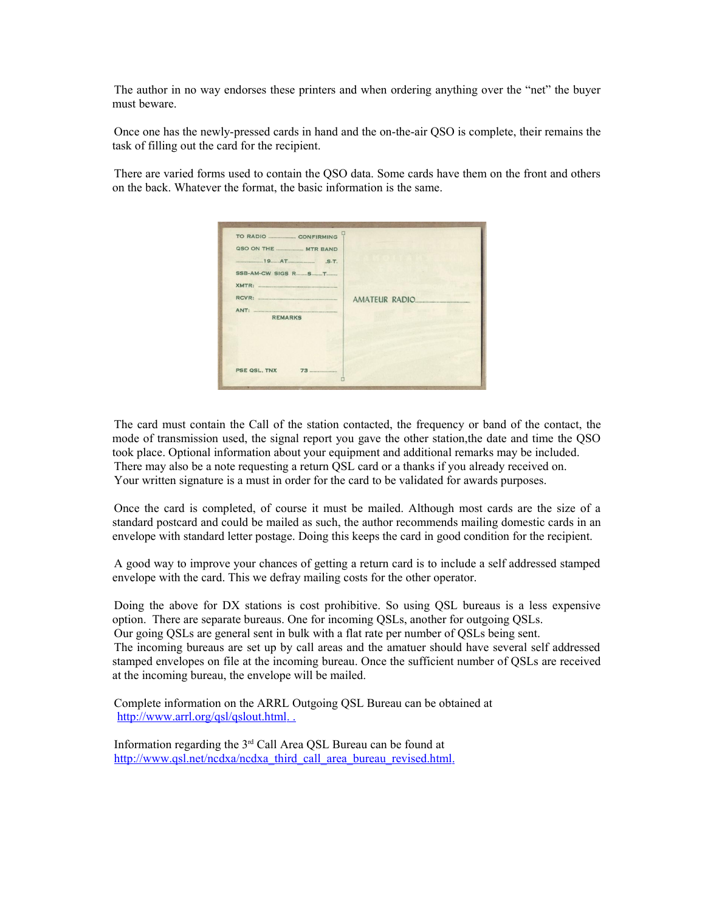The author in no way endorses these printers and when ordering anything over the "net" the buyer must beware.

Once one has the newly-pressed cards in hand and the on-the-air QSO is complete, their remains the task of filling out the card for the recipient.

There are varied forms used to contain the QSO data. Some cards have them on the front and others on the back. Whatever the format, the basic information is the same.

The card must contain the Call of the station contacted, the frequency or band of the contact, the mode of transmission used, the signal report you gave the other station,the date and time the QSO took place. Optional information about your equipment and additional remarks may be included. There may also be a note requesting a return QSL card or a thanks if you already received on. Your written signature is a must in order for the card to be validated for awards purposes.

Once the card is completed, of course it must be mailed. Although most cards are the size of a standard postcard and could be mailed as such, the author recommends mailing domestic cards in an envelope with standard letter postage. Doing this keeps the card in good condition for the recipient.

A good way to improve your chances of getting a return card is to include a self addressed stamped envelope with the card. This we defray mailing costs for the other operator.

Doing the above for DX stations is cost prohibitive. So using QSL bureaus is a less expensive option. There are separate bureaus. One for incoming QSLs, another for outgoing QSLs.
Our going QSLs are general sent in bulk with a flat rate per number of QSLs being sent.
The incoming bureaus are set up by call areas and the amatuer should have several self addressed stamped envelopes on file at the incoming bureau. Once the sufficient number of QSLs are received at the incoming bureau, the envelope will be mailed.

Complete information on the ARRL Outgoing QSL Bureau can be obtained at
http://www.arrl.org/qsl/qslout.html. .

Information regarding the 3rd Call Area QSL Bureau can be found at
http://www.qsl.net/ncdxa/ncdxa_third_call_area_bureau_revised.html.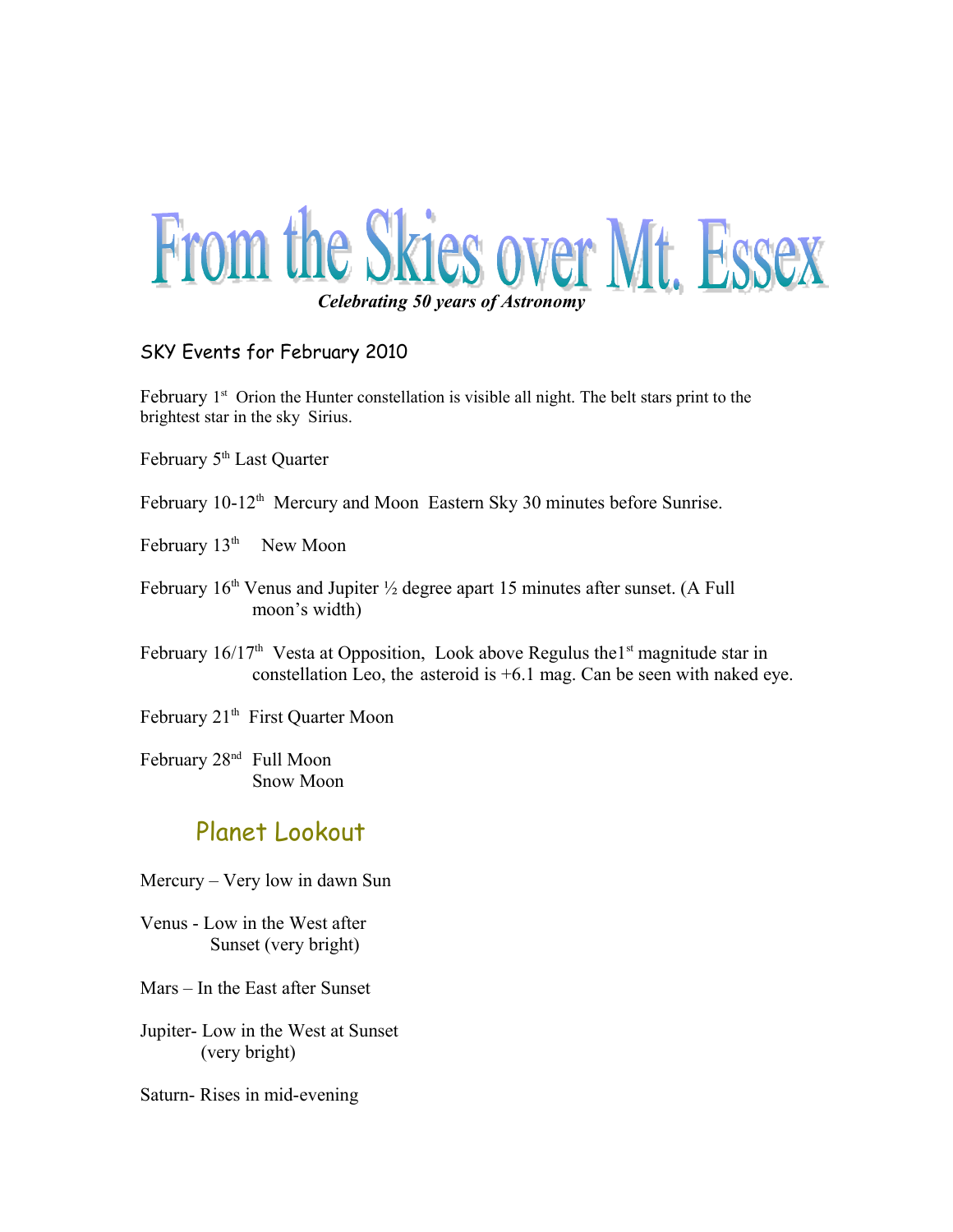# From the Skies over Mt. Essex

***Celebrating 50 years of Astronomy***

## SKY Events for February 2010

February 1st Orion the Hunter constellation is visible all night. The belt stars print to the brightest star in the sky Sirius.

February 5th Last Quarter

February 10-12th Mercury and Moon Eastern Sky 30 minutes before Sunrise.

February 13th New Moon

February 16th Venus and Jupiter ½ degree apart 15 minutes after sunset. (A Full moon's width)

February 16/17th Vesta at Opposition, Look above Regulus the1st magnitude star in constellation Leo, the asteroid is +6.1 mag. Can be seen with naked eye.

February 21th First Quarter Moon

February 28nd Full Moon
Snow Moon

## Planet Lookout

Mercury – Very low in dawn Sun

Venus - Low in the West after Sunset (very bright)

Mars – In the East after Sunset

Jupiter- Low in the West at Sunset (very bright)

Saturn- Rises in mid-evening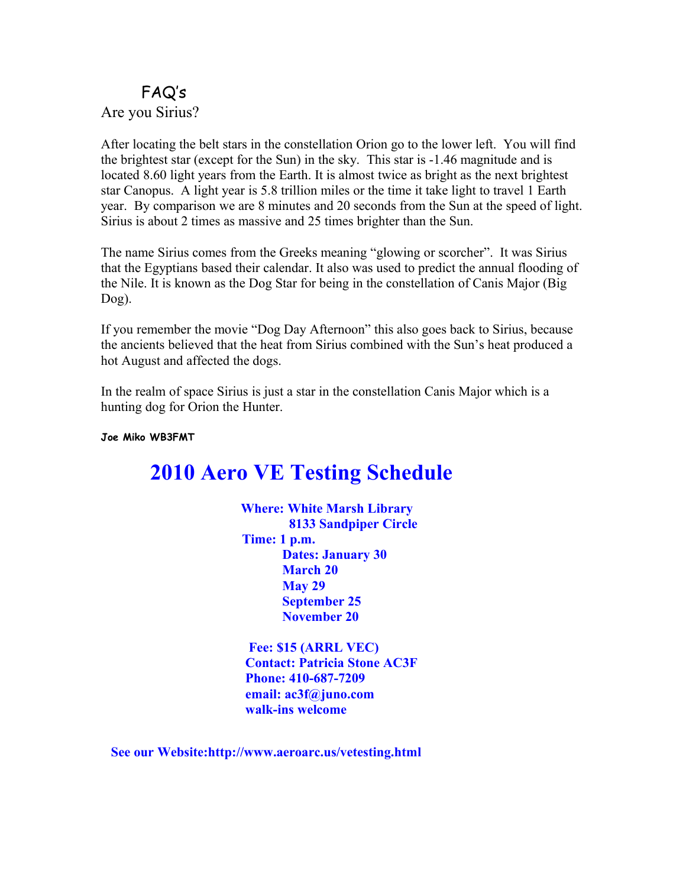## FAQ's

Are you Sirius?

After locating the belt stars in the constellation Orion go to the lower left. You will find the brightest star (except for the Sun) in the sky. This star is -1.46 magnitude and is located 8.60 light years from the Earth. It is almost twice as bright as the next brightest star Canopus. A light year is 5.8 trillion miles or the time it take light to travel 1 Earth year. By comparison we are 8 minutes and 20 seconds from the Sun at the speed of light. Sirius is about 2 times as massive and 25 times brighter than the Sun.

The name Sirius comes from the Greeks meaning "glowing or scorcher". It was Sirius that the Egyptians based their calendar. It also was used to predict the annual flooding of the Nile. It is known as the Dog Star for being in the constellation of Canis Major (Big Dog).

If you remember the movie "Dog Day Afternoon" this also goes back to Sirius, because the ancients believed that the heat from Sirius combined with the Sun's heat produced a hot August and affected the dogs.

In the realm of space Sirius is just a star in the constellation Canis Major which is a hunting dog for Orion the Hunter.

**Joe Miko WB3FMT**

# 2010 Aero VE Testing Schedule

**Where: White Marsh Library**
**8133 Sandpiper Circle**
**Time: 1 p.m.**
**Dates: January 30**
**March 20**
**May 29**
**September 25**
**November 20**

**Fee: $15 (ARRL VEC)**
**Contact: Patricia Stone AC3F**
**Phone: 410-687-7209**
**email: ac3f@juno.com**
**walk-ins welcome**

**See our Website:http://www.aeroarc.us/vetesting.html**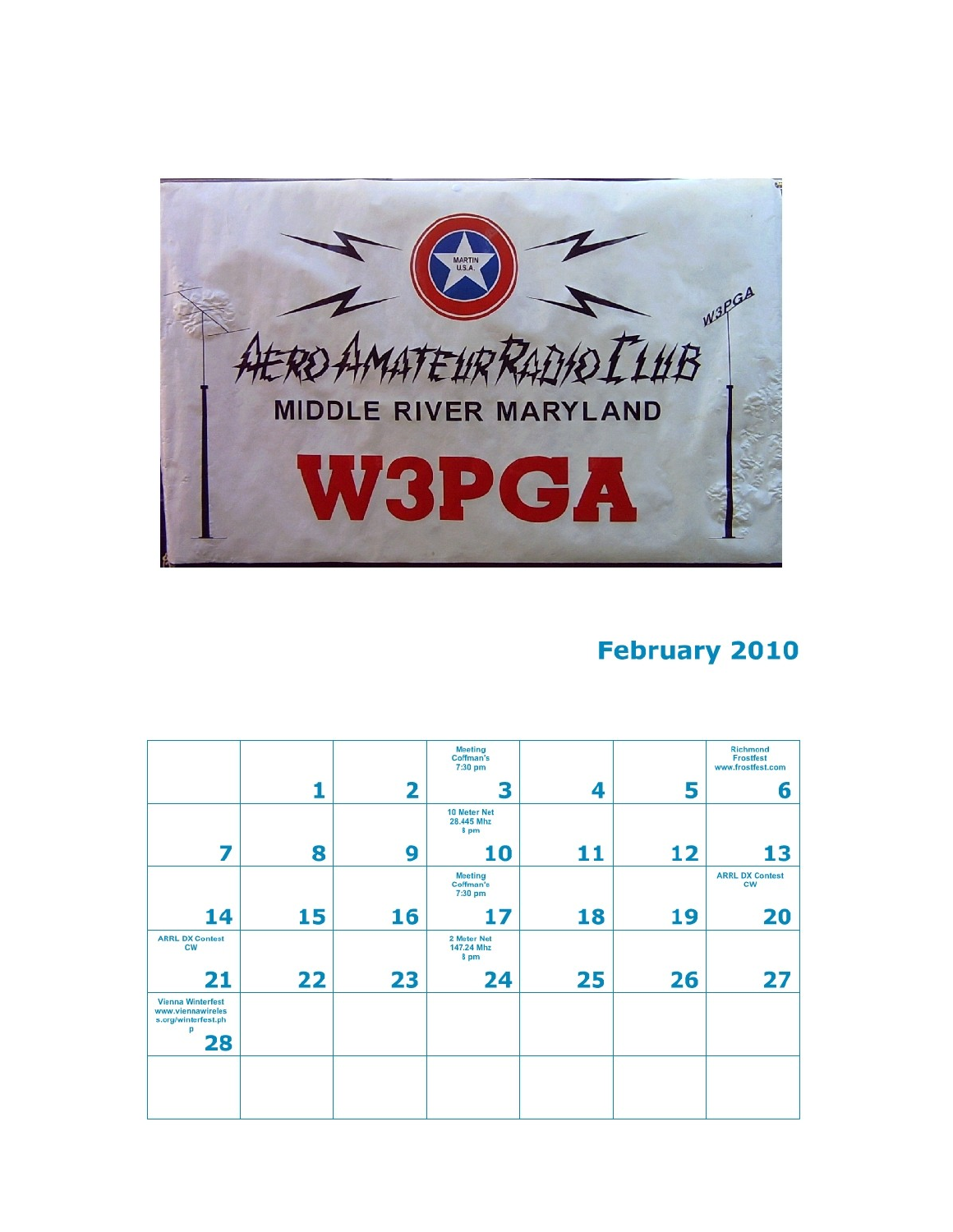AERO AMATEUR RADIO CLUB

MIDDLE RIVER MARYLAND

W3PGA

## February 2010

| | | | | | | |
|---|---|---|---|---|---|---|
| | 1 | 2 | Meeting Coffman's 7:30 pm 3 | 4 | 5 | Richmond Frostfest www.frostfest.com 6 |
| 7 | 8 | 9 | 10 Meter Net 28.445 Mhz 8 pm 10 | 11 | 12 | 13 |
| 14 | 15 | 16 | Meeting Coffman's 7:30 pm 17 | 18 | 19 | ARRL DX Contest CW 20 |
| ARRL DX Contest CW 21 | 22 | 23 | 2 Meter Net 147.24 Mhz 8 pm 24 | 25 | 26 | 27 |
| Vienna Winterfest www.viennawireless.org/winterfest.php 28 | | | | | | |
| | | | | | | |